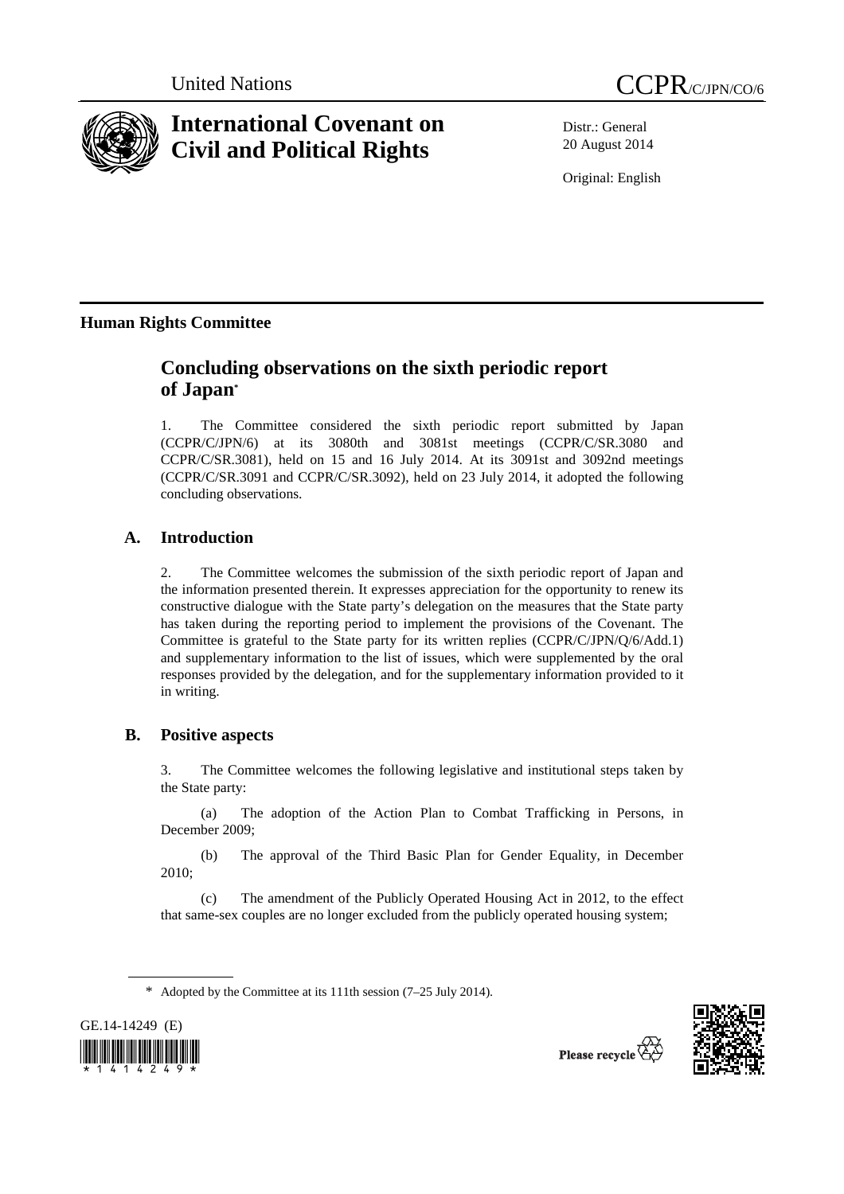United Nations

CCPR/C/JPN/CO/6

# International Covenant on Civil and Political Rights

Distr.: General
20 August 2014

Original: English

**Human Rights Committee**

## Concluding observations on the sixth periodic report of Japan*

1. The Committee considered the sixth periodic report submitted by Japan (CCPR/C/JPN/6) at its 3080th and 3081st meetings (CCPR/C/SR.3080 and CCPR/C/SR.3081), held on 15 and 16 July 2014. At its 3091st and 3092nd meetings (CCPR/C/SR.3091 and CCPR/C/SR.3092), held on 23 July 2014, it adopted the following concluding observations.

### A. Introduction

2. The Committee welcomes the submission of the sixth periodic report of Japan and the information presented therein. It expresses appreciation for the opportunity to renew its constructive dialogue with the State party's delegation on the measures that the State party has taken during the reporting period to implement the provisions of the Covenant. The Committee is grateful to the State party for its written replies (CCPR/C/JPN/Q/6/Add.1) and supplementary information to the list of issues, which were supplemented by the oral responses provided by the delegation, and for the supplementary information provided to it in writing.

### B. Positive aspects

3. The Committee welcomes the following legislative and institutional steps taken by the State party:

(a) The adoption of the Action Plan to Combat Trafficking in Persons, in December 2009;

(b) The approval of the Third Basic Plan for Gender Equality, in December 2010;

(c) The amendment of the Publicly Operated Housing Act in 2012, to the effect that same-sex couples are no longer excluded from the publicly operated housing system;

* Adopted by the Committee at its 111th session (7–25 July 2014).

GE.14-14249 (E)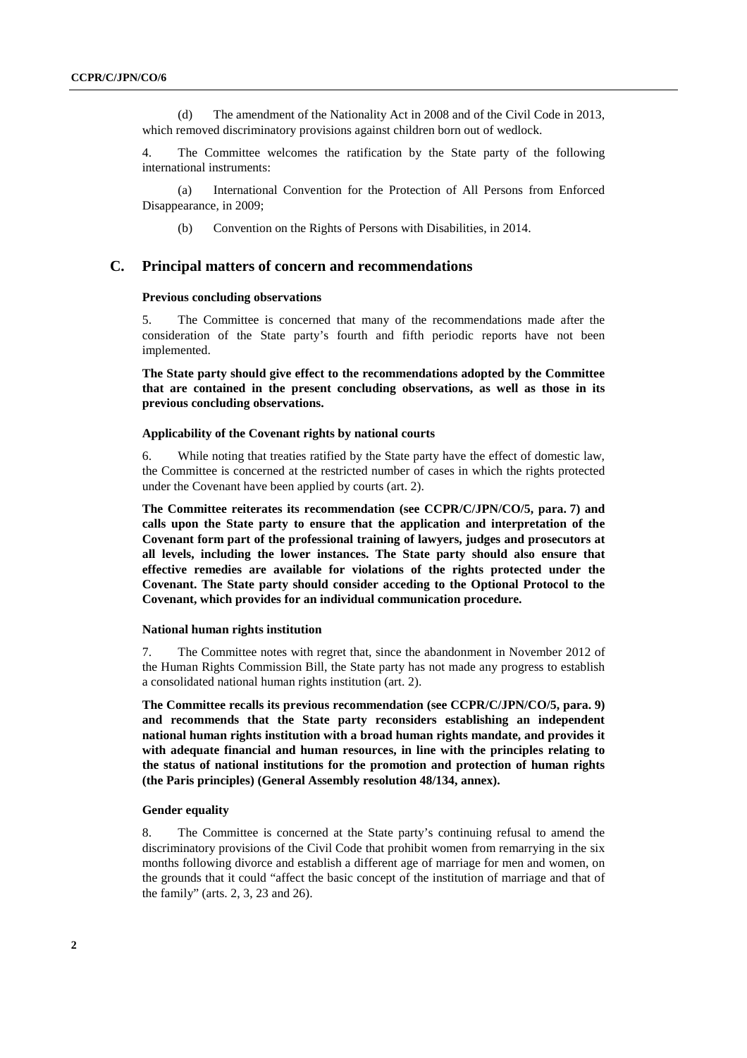(d) The amendment of the Nationality Act in 2008 and of the Civil Code in 2013, which removed discriminatory provisions against children born out of wedlock.

4. The Committee welcomes the ratification by the State party of the following international instruments:

(a) International Convention for the Protection of All Persons from Enforced Disappearance, in 2009;

(b) Convention on the Rights of Persons with Disabilities, in 2014.

## C. Principal matters of concern and recommendations

### Previous concluding observations

5. The Committee is concerned that many of the recommendations made after the consideration of the State party's fourth and fifth periodic reports have not been implemented.

**The State party should give effect to the recommendations adopted by the Committee that are contained in the present concluding observations, as well as those in its previous concluding observations.**

### Applicability of the Covenant rights by national courts

6. While noting that treaties ratified by the State party have the effect of domestic law, the Committee is concerned at the restricted number of cases in which the rights protected under the Covenant have been applied by courts (art. 2).

**The Committee reiterates its recommendation (see CCPR/C/JPN/CO/5, para. 7) and calls upon the State party to ensure that the application and interpretation of the Covenant form part of the professional training of lawyers, judges and prosecutors at all levels, including the lower instances. The State party should also ensure that effective remedies are available for violations of the rights protected under the Covenant. The State party should consider acceding to the Optional Protocol to the Covenant, which provides for an individual communication procedure.**

### National human rights institution

7. The Committee notes with regret that, since the abandonment in November 2012 of the Human Rights Commission Bill, the State party has not made any progress to establish a consolidated national human rights institution (art. 2).

**The Committee recalls its previous recommendation (see CCPR/C/JPN/CO/5, para. 9) and recommends that the State party reconsiders establishing an independent national human rights institution with a broad human rights mandate, and provides it with adequate financial and human resources, in line with the principles relating to the status of national institutions for the promotion and protection of human rights (the Paris principles) (General Assembly resolution 48/134, annex).**

### Gender equality

8. The Committee is concerned at the State party's continuing refusal to amend the discriminatory provisions of the Civil Code that prohibit women from remarrying in the six months following divorce and establish a different age of marriage for men and women, on the grounds that it could "affect the basic concept of the institution of marriage and that of the family" (arts. 2, 3, 23 and 26).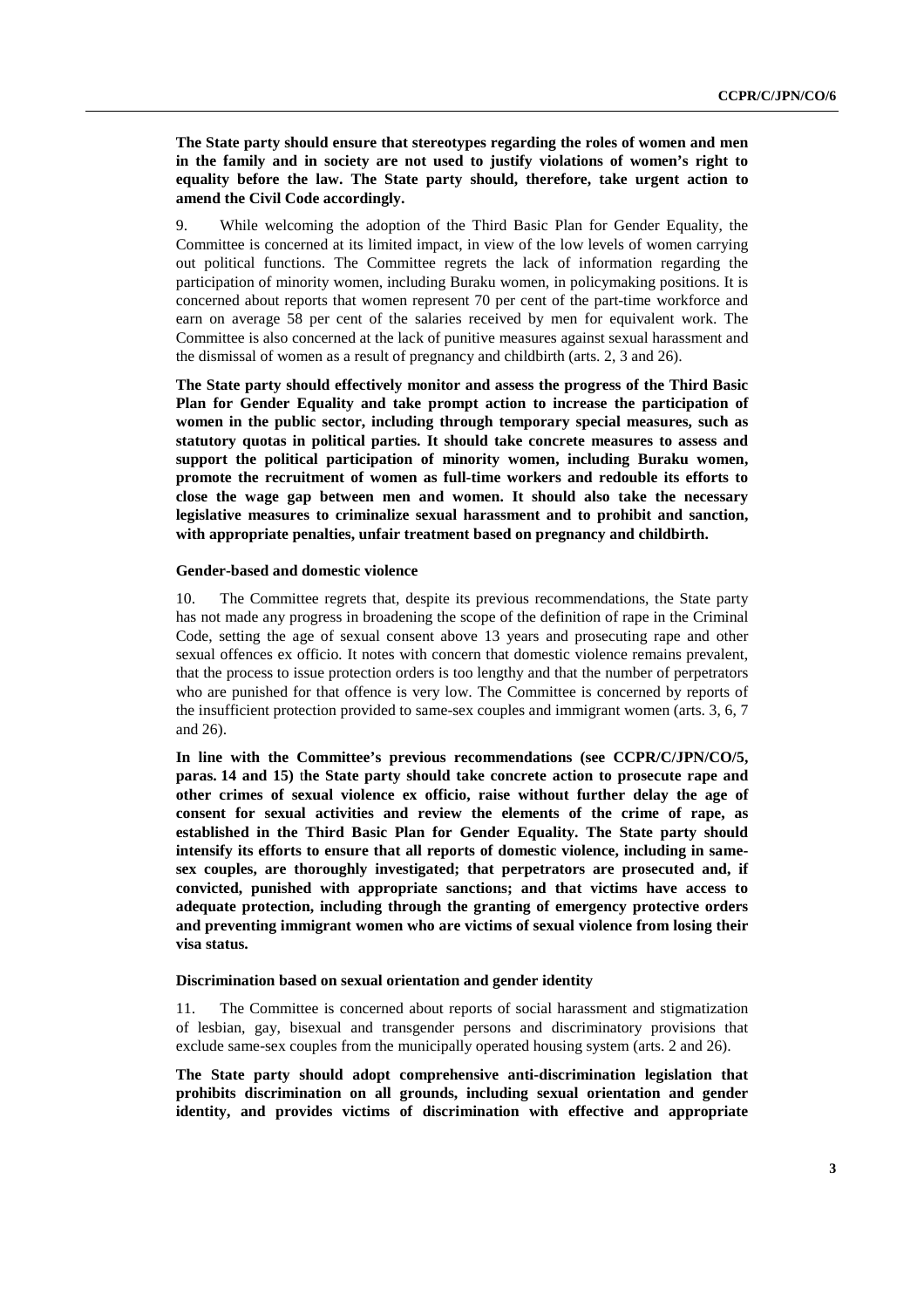**The State party should ensure that stereotypes regarding the roles of women and men in the family and in society are not used to justify violations of women's right to equality before the law. The State party should, therefore, take urgent action to amend the Civil Code accordingly.**

9. While welcoming the adoption of the Third Basic Plan for Gender Equality, the Committee is concerned at its limited impact, in view of the low levels of women carrying out political functions. The Committee regrets the lack of information regarding the participation of minority women, including Buraku women, in policymaking positions. It is concerned about reports that women represent 70 per cent of the part-time workforce and earn on average 58 per cent of the salaries received by men for equivalent work. The Committee is also concerned at the lack of punitive measures against sexual harassment and the dismissal of women as a result of pregnancy and childbirth (arts. 2, 3 and 26).

**The State party should effectively monitor and assess the progress of the Third Basic Plan for Gender Equality and take prompt action to increase the participation of women in the public sector, including through temporary special measures, such as statutory quotas in political parties. It should take concrete measures to assess and support the political participation of minority women, including Buraku women, promote the recruitment of women as full-time workers and redouble its efforts to close the wage gap between men and women. It should also take the necessary legislative measures to criminalize sexual harassment and to prohibit and sanction, with appropriate penalties, unfair treatment based on pregnancy and childbirth.**

#### Gender-based and domestic violence

10. The Committee regrets that, despite its previous recommendations, the State party has not made any progress in broadening the scope of the definition of rape in the Criminal Code, setting the age of sexual consent above 13 years and prosecuting rape and other sexual offences ex officio. It notes with concern that domestic violence remains prevalent, that the process to issue protection orders is too lengthy and that the number of perpetrators who are punished for that offence is very low. The Committee is concerned by reports of the insufficient protection provided to same-sex couples and immigrant women (arts. 3, 6, 7 and 26).

**In line with the Committee's previous recommendations (see CCPR/C/JPN/CO/5, paras. 14 and 15) the State party should take concrete action to prosecute rape and other crimes of sexual violence ex officio, raise without further delay the age of consent for sexual activities and review the elements of the crime of rape, as established in the Third Basic Plan for Gender Equality. The State party should intensify its efforts to ensure that all reports of domestic violence, including in same-sex couples, are thoroughly investigated; that perpetrators are prosecuted and, if convicted, punished with appropriate sanctions; and that victims have access to adequate protection, including through the granting of emergency protective orders and preventing immigrant women who are victims of sexual violence from losing their visa status.**

#### Discrimination based on sexual orientation and gender identity

11. The Committee is concerned about reports of social harassment and stigmatization of lesbian, gay, bisexual and transgender persons and discriminatory provisions that exclude same-sex couples from the municipally operated housing system (arts. 2 and 26).

**The State party should adopt comprehensive anti-discrimination legislation that prohibits discrimination on all grounds, including sexual orientation and gender identity, and provides victims of discrimination with effective and appropriate**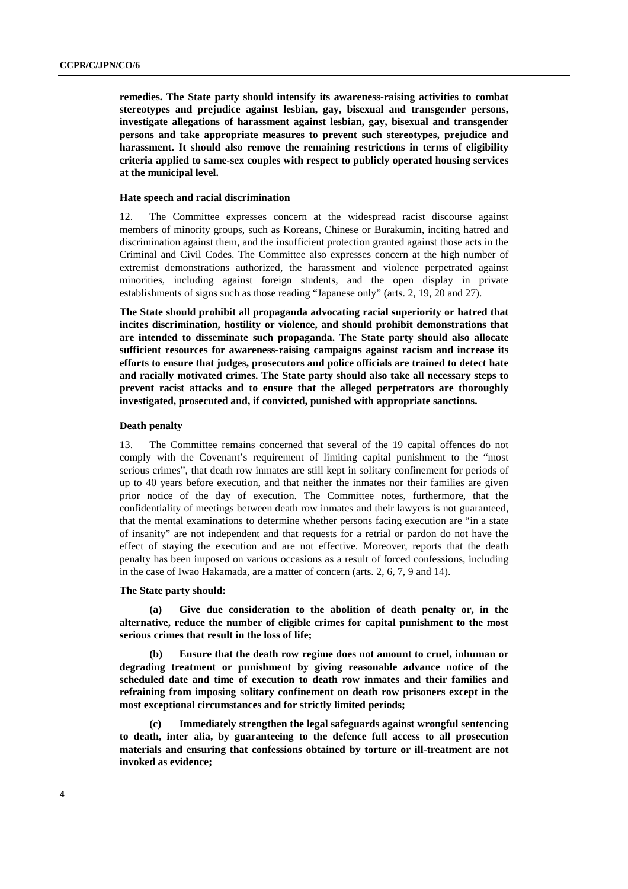**remedies. The State party should intensify its awareness-raising activities to combat stereotypes and prejudice against lesbian, gay, bisexual and transgender persons, investigate allegations of harassment against lesbian, gay, bisexual and transgender persons and take appropriate measures to prevent such stereotypes, prejudice and harassment. It should also remove the remaining restrictions in terms of eligibility criteria applied to same-sex couples with respect to publicly operated housing services at the municipal level.**

#### Hate speech and racial discrimination

12. The Committee expresses concern at the widespread racist discourse against members of minority groups, such as Koreans, Chinese or Burakumin, inciting hatred and discrimination against them, and the insufficient protection granted against those acts in the Criminal and Civil Codes. The Committee also expresses concern at the high number of extremist demonstrations authorized, the harassment and violence perpetrated against minorities, including against foreign students, and the open display in private establishments of signs such as those reading "Japanese only" (arts. 2, 19, 20 and 27).

**The State should prohibit all propaganda advocating racial superiority or hatred that incites discrimination, hostility or violence, and should prohibit demonstrations that are intended to disseminate such propaganda. The State party should also allocate sufficient resources for awareness-raising campaigns against racism and increase its efforts to ensure that judges, prosecutors and police officials are trained to detect hate and racially motivated crimes. The State party should also take all necessary steps to prevent racist attacks and to ensure that the alleged perpetrators are thoroughly investigated, prosecuted and, if convicted, punished with appropriate sanctions.**

#### Death penalty

13. The Committee remains concerned that several of the 19 capital offences do not comply with the Covenant's requirement of limiting capital punishment to the "most serious crimes", that death row inmates are still kept in solitary confinement for periods of up to 40 years before execution, and that neither the inmates nor their families are given prior notice of the day of execution. The Committee notes, furthermore, that the confidentiality of meetings between death row inmates and their lawyers is not guaranteed, that the mental examinations to determine whether persons facing execution are "in a state of insanity" are not independent and that requests for a retrial or pardon do not have the effect of staying the execution and are not effective. Moreover, reports that the death penalty has been imposed on various occasions as a result of forced confessions, including in the case of Iwao Hakamada, are a matter of concern (arts. 2, 6, 7, 9 and 14).

**The State party should:**

**(a) Give due consideration to the abolition of death penalty or, in the alternative, reduce the number of eligible crimes for capital punishment to the most serious crimes that result in the loss of life;**

**(b) Ensure that the death row regime does not amount to cruel, inhuman or degrading treatment or punishment by giving reasonable advance notice of the scheduled date and time of execution to death row inmates and their families and refraining from imposing solitary confinement on death row prisoners except in the most exceptional circumstances and for strictly limited periods;**

**(c) Immediately strengthen the legal safeguards against wrongful sentencing to death, inter alia, by guaranteeing to the defence full access to all prosecution materials and ensuring that confessions obtained by torture or ill-treatment are not invoked as evidence;**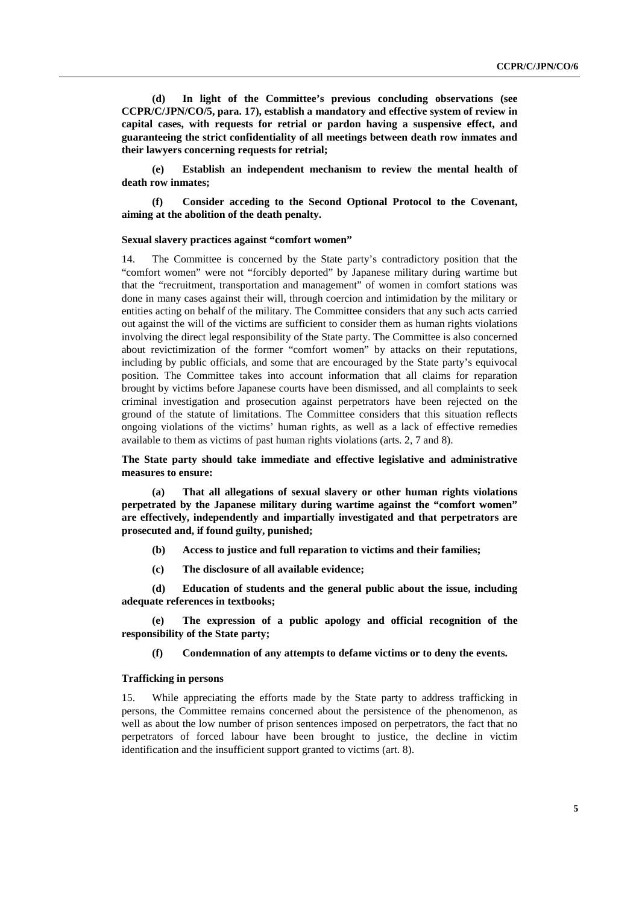**(d) In light of the Committee's previous concluding observations (see CCPR/C/JPN/CO/5, para. 17), establish a mandatory and effective system of review in capital cases, with requests for retrial or pardon having a suspensive effect, and guaranteeing the strict confidentiality of all meetings between death row inmates and their lawyers concerning requests for retrial;**

**(e) Establish an independent mechanism to review the mental health of death row inmates;**

**(f) Consider acceding to the Second Optional Protocol to the Covenant, aiming at the abolition of the death penalty.**

### Sexual slavery practices against "comfort women"

14. The Committee is concerned by the State party's contradictory position that the "comfort women" were not "forcibly deported" by Japanese military during wartime but that the "recruitment, transportation and management" of women in comfort stations was done in many cases against their will, through coercion and intimidation by the military or entities acting on behalf of the military. The Committee considers that any such acts carried out against the will of the victims are sufficient to consider them as human rights violations involving the direct legal responsibility of the State party. The Committee is also concerned about revictimization of the former "comfort women" by attacks on their reputations, including by public officials, and some that are encouraged by the State party's equivocal position. The Committee takes into account information that all claims for reparation brought by victims before Japanese courts have been dismissed, and all complaints to seek criminal investigation and prosecution against perpetrators have been rejected on the ground of the statute of limitations. The Committee considers that this situation reflects ongoing violations of the victims' human rights, as well as a lack of effective remedies available to them as victims of past human rights violations (arts. 2, 7 and 8).

**The State party should take immediate and effective legislative and administrative measures to ensure:**

**(a) That all allegations of sexual slavery or other human rights violations perpetrated by the Japanese military during wartime against the "comfort women" are effectively, independently and impartially investigated and that perpetrators are prosecuted and, if found guilty, punished;**

**(b) Access to justice and full reparation to victims and their families;**

**(c) The disclosure of all available evidence;**

**(d) Education of students and the general public about the issue, including adequate references in textbooks;**

**(e) The expression of a public apology and official recognition of the responsibility of the State party;**

**(f) Condemnation of any attempts to defame victims or to deny the events.**

### Trafficking in persons

15. While appreciating the efforts made by the State party to address trafficking in persons, the Committee remains concerned about the persistence of the phenomenon, as well as about the low number of prison sentences imposed on perpetrators, the fact that no perpetrators of forced labour have been brought to justice, the decline in victim identification and the insufficient support granted to victims (art. 8).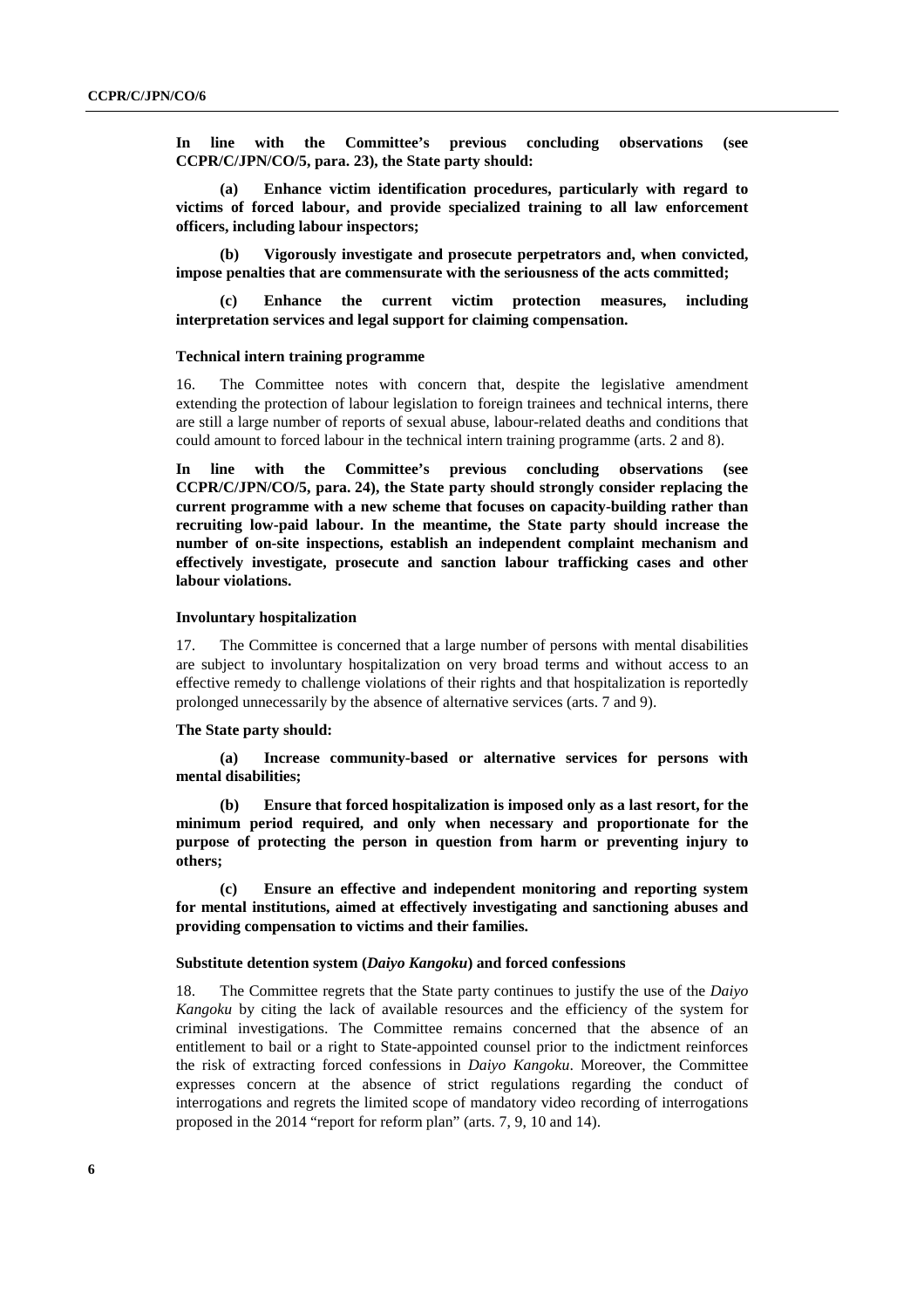**In line with the Committee's previous concluding observations (see CCPR/C/JPN/CO/5, para. 23), the State party should:**

**(a) Enhance victim identification procedures, particularly with regard to victims of forced labour, and provide specialized training to all law enforcement officers, including labour inspectors;**

**(b) Vigorously investigate and prosecute perpetrators and, when convicted, impose penalties that are commensurate with the seriousness of the acts committed;**

**(c) Enhance the current victim protection measures, including interpretation services and legal support for claiming compensation.**

#### Technical intern training programme

16. The Committee notes with concern that, despite the legislative amendment extending the protection of labour legislation to foreign trainees and technical interns, there are still a large number of reports of sexual abuse, labour-related deaths and conditions that could amount to forced labour in the technical intern training programme (arts. 2 and 8).

**In line with the Committee's previous concluding observations (see CCPR/C/JPN/CO/5, para. 24), the State party should strongly consider replacing the current programme with a new scheme that focuses on capacity-building rather than recruiting low-paid labour. In the meantime, the State party should increase the number of on-site inspections, establish an independent complaint mechanism and effectively investigate, prosecute and sanction labour trafficking cases and other labour violations.**

#### Involuntary hospitalization

17. The Committee is concerned that a large number of persons with mental disabilities are subject to involuntary hospitalization on very broad terms and without access to an effective remedy to challenge violations of their rights and that hospitalization is reportedly prolonged unnecessarily by the absence of alternative services (arts. 7 and 9).

**The State party should:**

**(a) Increase community-based or alternative services for persons with mental disabilities;**

**(b) Ensure that forced hospitalization is imposed only as a last resort, for the minimum period required, and only when necessary and proportionate for the purpose of protecting the person in question from harm or preventing injury to others;**

**(c) Ensure an effective and independent monitoring and reporting system for mental institutions, aimed at effectively investigating and sanctioning abuses and providing compensation to victims and their families.**

#### Substitute detention system (*Daiyo Kangoku*) and forced confessions

18. The Committee regrets that the State party continues to justify the use of the *Daiyo Kangoku* by citing the lack of available resources and the efficiency of the system for criminal investigations. The Committee remains concerned that the absence of an entitlement to bail or a right to State-appointed counsel prior to the indictment reinforces the risk of extracting forced confessions in *Daiyo Kangoku*. Moreover, the Committee expresses concern at the absence of strict regulations regarding the conduct of interrogations and regrets the limited scope of mandatory video recording of interrogations proposed in the 2014 "report for reform plan" (arts. 7, 9, 10 and 14).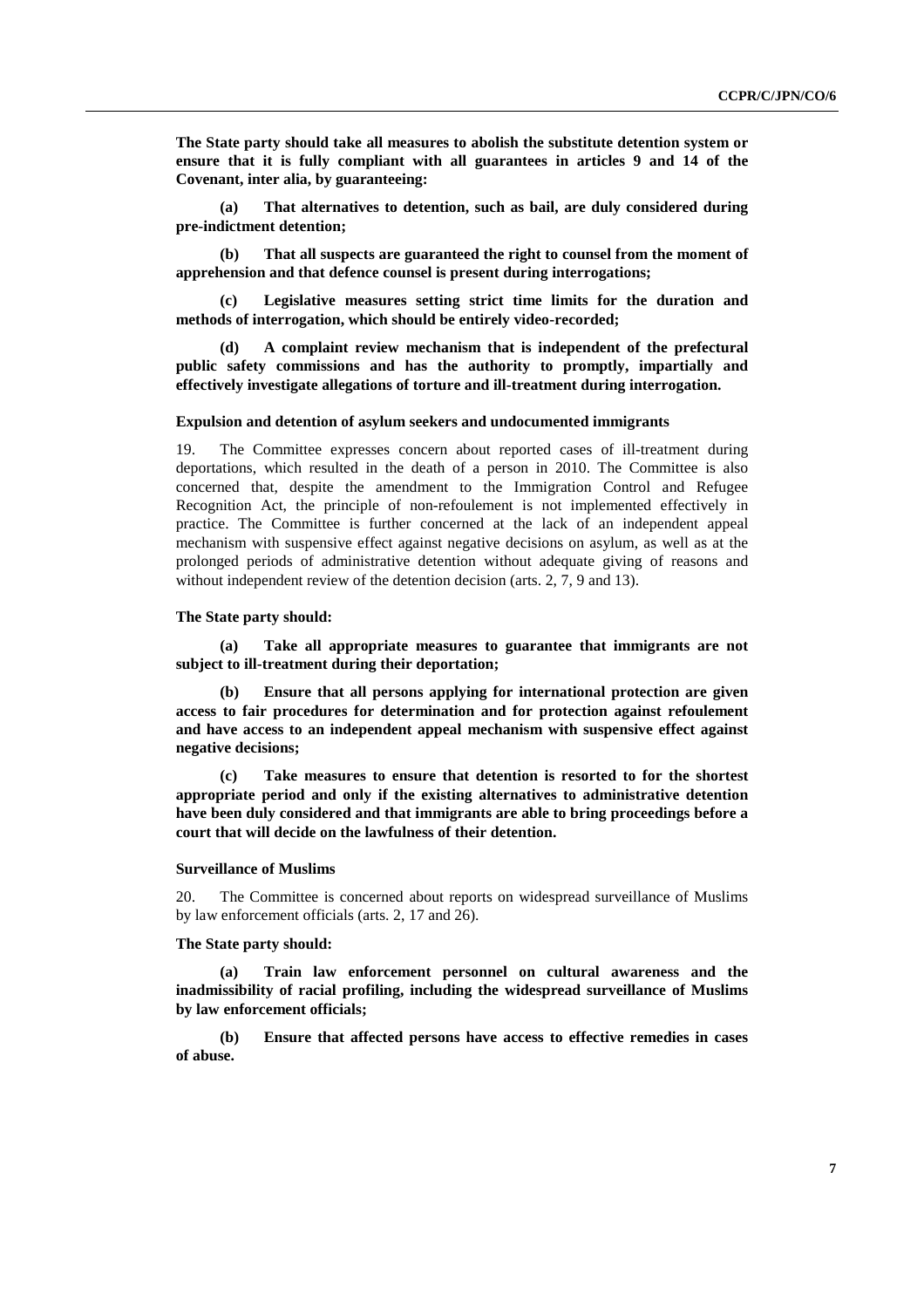**The State party should take all measures to abolish the substitute detention system or ensure that it is fully compliant with all guarantees in articles 9 and 14 of the Covenant, inter alia, by guaranteeing:**

**(a) That alternatives to detention, such as bail, are duly considered during pre-indictment detention;**

**(b) That all suspects are guaranteed the right to counsel from the moment of apprehension and that defence counsel is present during interrogations;**

**(c) Legislative measures setting strict time limits for the duration and methods of interrogation, which should be entirely video-recorded;**

**(d) A complaint review mechanism that is independent of the prefectural public safety commissions and has the authority to promptly, impartially and effectively investigate allegations of torture and ill-treatment during interrogation.**

### Expulsion and detention of asylum seekers and undocumented immigrants

19. The Committee expresses concern about reported cases of ill-treatment during deportations, which resulted in the death of a person in 2010. The Committee is also concerned that, despite the amendment to the Immigration Control and Refugee Recognition Act, the principle of non-refoulement is not implemented effectively in practice. The Committee is further concerned at the lack of an independent appeal mechanism with suspensive effect against negative decisions on asylum, as well as at the prolonged periods of administrative detention without adequate giving of reasons and without independent review of the detention decision (arts. 2, 7, 9 and 13).

**The State party should:**

**(a) Take all appropriate measures to guarantee that immigrants are not subject to ill-treatment during their deportation;**

**(b) Ensure that all persons applying for international protection are given access to fair procedures for determination and for protection against refoulement and have access to an independent appeal mechanism with suspensive effect against negative decisions;**

**(c) Take measures to ensure that detention is resorted to for the shortest appropriate period and only if the existing alternatives to administrative detention have been duly considered and that immigrants are able to bring proceedings before a court that will decide on the lawfulness of their detention.**

### Surveillance of Muslims

20. The Committee is concerned about reports on widespread surveillance of Muslims by law enforcement officials (arts. 2, 17 and 26).

**The State party should:**

**(a) Train law enforcement personnel on cultural awareness and the inadmissibility of racial profiling, including the widespread surveillance of Muslims by law enforcement officials;**

**(b) Ensure that affected persons have access to effective remedies in cases of abuse.**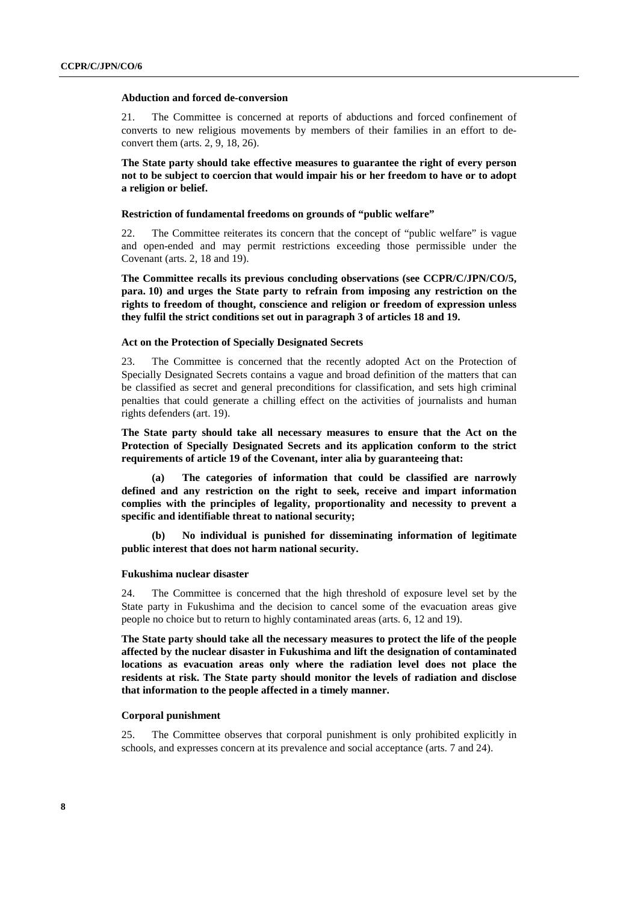### Abduction and forced de-conversion

21. The Committee is concerned at reports of abductions and forced confinement of converts to new religious movements by members of their families in an effort to de-convert them (arts. 2, 9, 18, 26).

**The State party should take effective measures to guarantee the right of every person not to be subject to coercion that would impair his or her freedom to have or to adopt a religion or belief.**

### Restriction of fundamental freedoms on grounds of "public welfare"

22. The Committee reiterates its concern that the concept of "public welfare" is vague and open-ended and may permit restrictions exceeding those permissible under the Covenant (arts. 2, 18 and 19).

**The Committee recalls its previous concluding observations (see CCPR/C/JPN/CO/5, para. 10) and urges the State party to refrain from imposing any restriction on the rights to freedom of thought, conscience and religion or freedom of expression unless they fulfil the strict conditions set out in paragraph 3 of articles 18 and 19.**

### Act on the Protection of Specially Designated Secrets

23. The Committee is concerned that the recently adopted Act on the Protection of Specially Designated Secrets contains a vague and broad definition of the matters that can be classified as secret and general preconditions for classification, and sets high criminal penalties that could generate a chilling effect on the activities of journalists and human rights defenders (art. 19).

**The State party should take all necessary measures to ensure that the Act on the Protection of Specially Designated Secrets and its application conform to the strict requirements of article 19 of the Covenant, inter alia by guaranteeing that:**

**(a) The categories of information that could be classified are narrowly defined and any restriction on the right to seek, receive and impart information complies with the principles of legality, proportionality and necessity to prevent a specific and identifiable threat to national security;**

**(b) No individual is punished for disseminating information of legitimate public interest that does not harm national security.**

### Fukushima nuclear disaster

24. The Committee is concerned that the high threshold of exposure level set by the State party in Fukushima and the decision to cancel some of the evacuation areas give people no choice but to return to highly contaminated areas (arts. 6, 12 and 19).

**The State party should take all the necessary measures to protect the life of the people affected by the nuclear disaster in Fukushima and lift the designation of contaminated locations as evacuation areas only where the radiation level does not place the residents at risk. The State party should monitor the levels of radiation and disclose that information to the people affected in a timely manner.**

### Corporal punishment

25. The Committee observes that corporal punishment is only prohibited explicitly in schools, and expresses concern at its prevalence and social acceptance (arts. 7 and 24).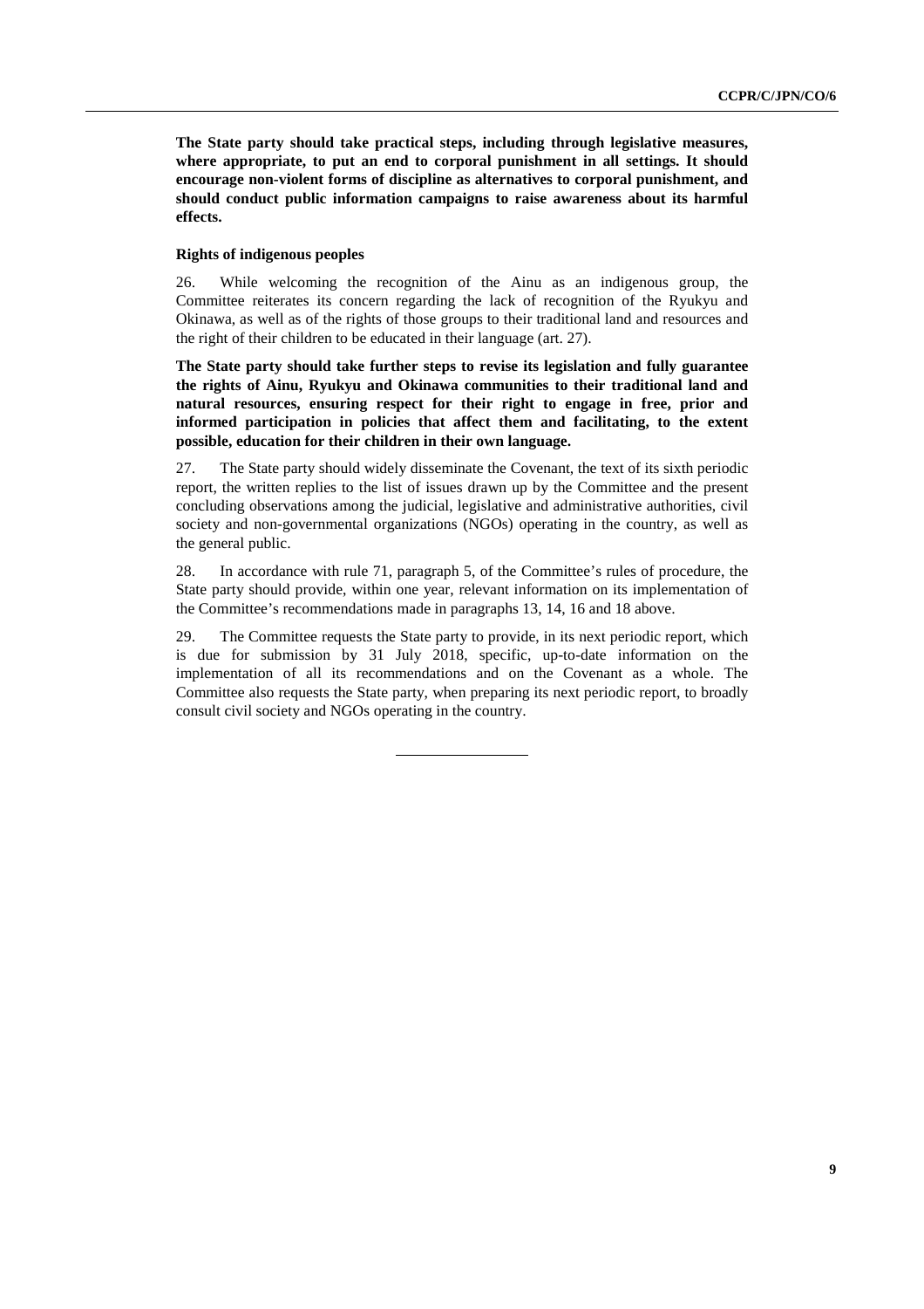**The State party should take practical steps, including through legislative measures, where appropriate, to put an end to corporal punishment in all settings. It should encourage non-violent forms of discipline as alternatives to corporal punishment, and should conduct public information campaigns to raise awareness about its harmful effects.**

### Rights of indigenous peoples

26. While welcoming the recognition of the Ainu as an indigenous group, the Committee reiterates its concern regarding the lack of recognition of the Ryukyu and Okinawa, as well as of the rights of those groups to their traditional land and resources and the right of their children to be educated in their language (art. 27).

**The State party should take further steps to revise its legislation and fully guarantee the rights of Ainu, Ryukyu and Okinawa communities to their traditional land and natural resources, ensuring respect for their right to engage in free, prior and informed participation in policies that affect them and facilitating, to the extent possible, education for their children in their own language.**

27. The State party should widely disseminate the Covenant, the text of its sixth periodic report, the written replies to the list of issues drawn up by the Committee and the present concluding observations among the judicial, legislative and administrative authorities, civil society and non-governmental organizations (NGOs) operating in the country, as well as the general public.

28. In accordance with rule 71, paragraph 5, of the Committee's rules of procedure, the State party should provide, within one year, relevant information on its implementation of the Committee's recommendations made in paragraphs 13, 14, 16 and 18 above.

29. The Committee requests the State party to provide, in its next periodic report, which is due for submission by 31 July 2018, specific, up-to-date information on the implementation of all its recommendations and on the Covenant as a whole. The Committee also requests the State party, when preparing its next periodic report, to broadly consult civil society and NGOs operating in the country.